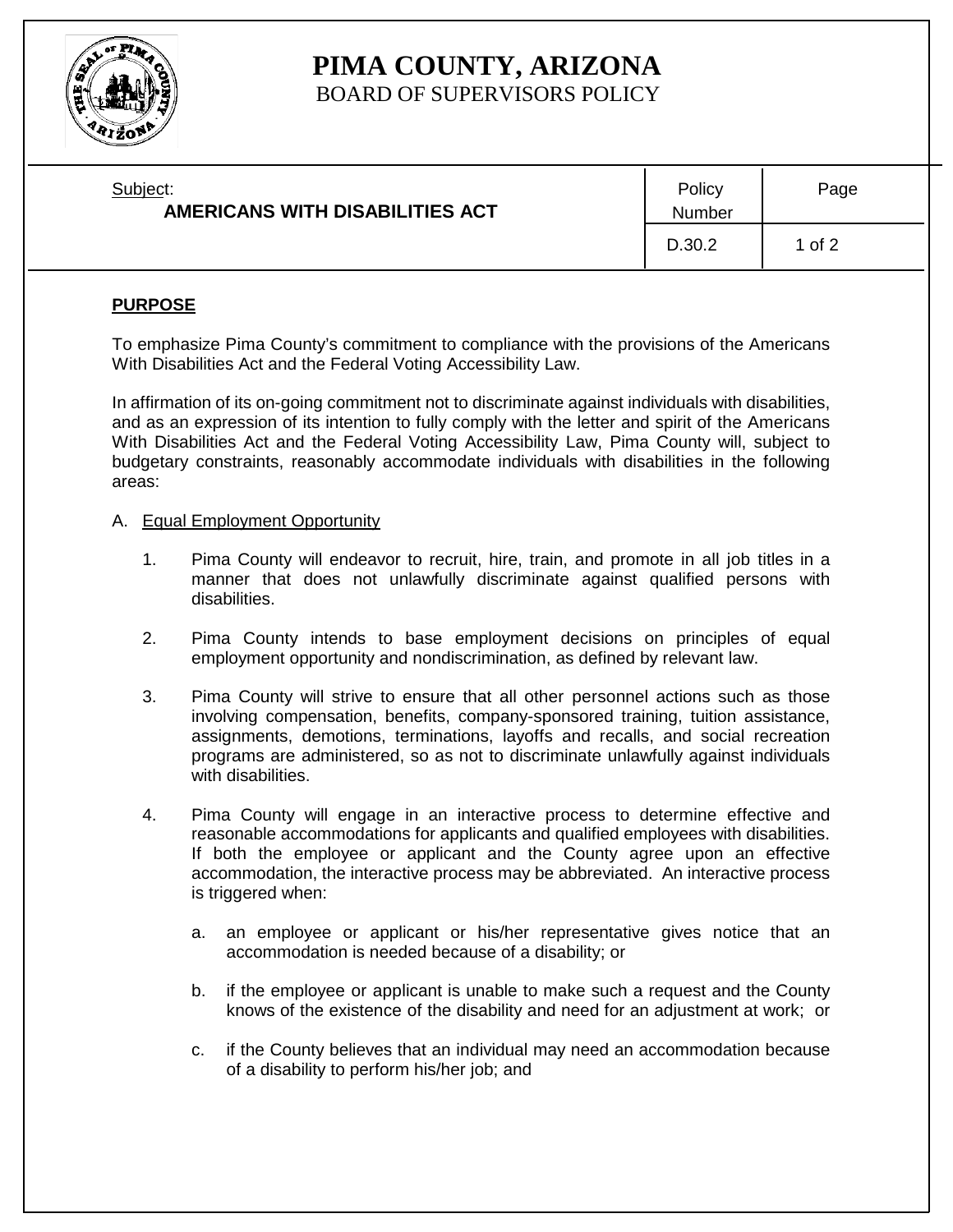# PIMA COUNTY, ARIZONA

BOARD OF SUPERVISORS POLICY

| Subject: AMERICANS WITH DISABILITIES ACT | Policy Number | Page |
|---|---|---|
| | D.30.2 | 1 of 2 |

## PURPOSE

To emphasize Pima County's commitment to compliance with the provisions of the Americans With Disabilities Act and the Federal Voting Accessibility Law.

In affirmation of its on-going commitment not to discriminate against individuals with disabilities, and as an expression of its intention to fully comply with the letter and spirit of the Americans With Disabilities Act and the Federal Voting Accessibility Law, Pima County will, subject to budgetary constraints, reasonably accommodate individuals with disabilities in the following areas:

A. Equal Employment Opportunity

1. Pima County will endeavor to recruit, hire, train, and promote in all job titles in a manner that does not unlawfully discriminate against qualified persons with disabilities.

2. Pima County intends to base employment decisions on principles of equal employment opportunity and nondiscrimination, as defined by relevant law.

3. Pima County will strive to ensure that all other personnel actions such as those involving compensation, benefits, company-sponsored training, tuition assistance, assignments, demotions, terminations, layoffs and recalls, and social recreation programs are administered, so as not to discriminate unlawfully against individuals with disabilities.

4. Pima County will engage in an interactive process to determine effective and reasonable accommodations for applicants and qualified employees with disabilities. If both the employee or applicant and the County agree upon an effective accommodation, the interactive process may be abbreviated. An interactive process is triggered when:

   a. an employee or applicant or his/her representative gives notice that an accommodation is needed because of a disability; or

   b. if the employee or applicant is unable to make such a request and the County knows of the existence of the disability and need for an adjustment at work; or

   c. if the County believes that an individual may need an accommodation because of a disability to perform his/her job; and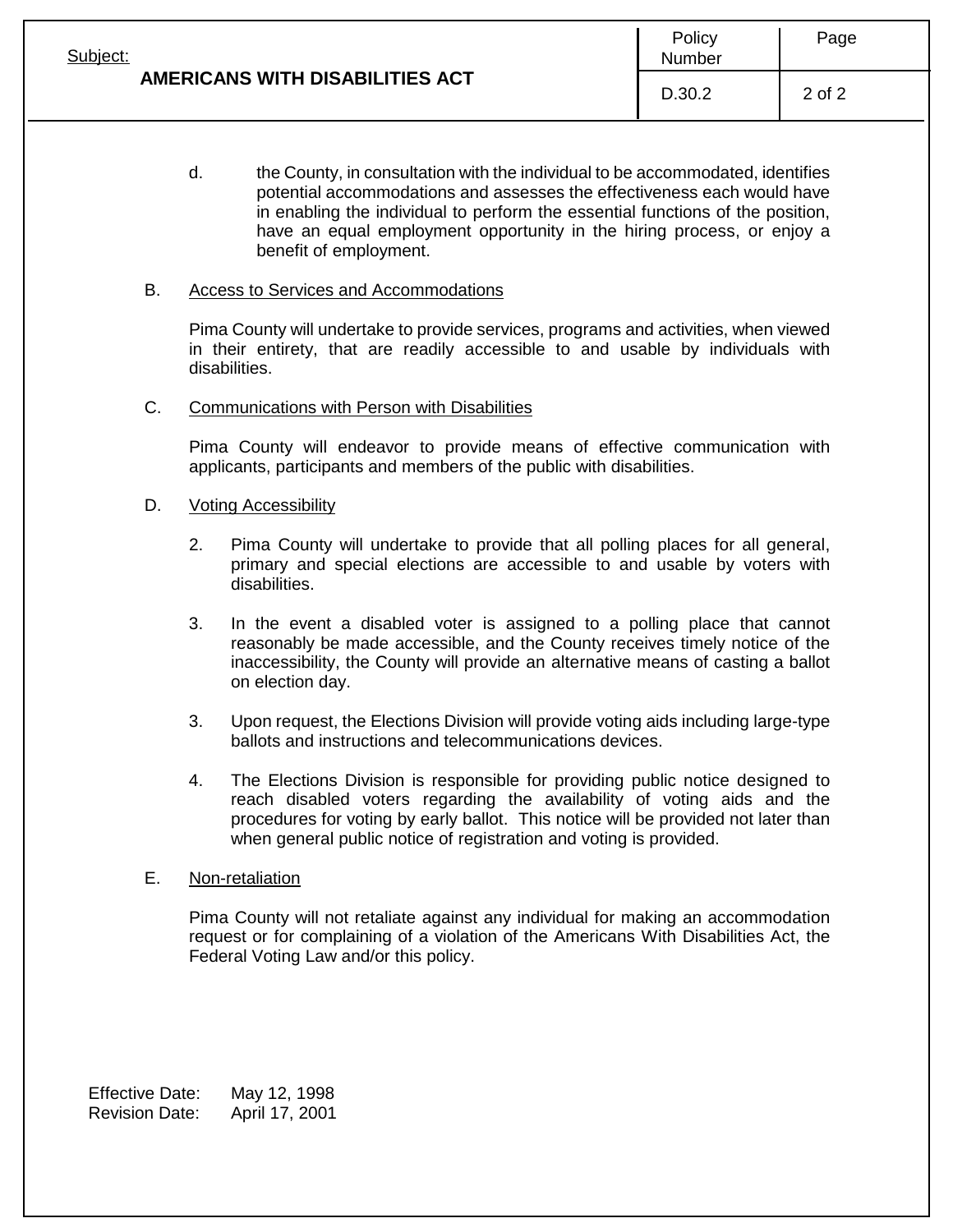d. the County, in consultation with the individual to be accommodated, identifies potential accommodations and assesses the effectiveness each would have in enabling the individual to perform the essential functions of the position, have an equal employment opportunity in the hiring process, or enjoy a benefit of employment.

B. <u>Access to Services and Accommodations</u>

Pima County will undertake to provide services, programs and activities, when viewed in their entirety, that are readily accessible to and usable by individuals with disabilities.

C. <u>Communications with Person with Disabilities</u>

Pima County will endeavor to provide means of effective communication with applicants, participants and members of the public with disabilities.

D. <u>Voting Accessibility</u>

2. Pima County will undertake to provide that all polling places for all general, primary and special elections are accessible to and usable by voters with disabilities.

3. In the event a disabled voter is assigned to a polling place that cannot reasonably be made accessible, and the County receives timely notice of the inaccessibility, the County will provide an alternative means of casting a ballot on election day.

3. Upon request, the Elections Division will provide voting aids including large-type ballots and instructions and telecommunications devices.

4. The Elections Division is responsible for providing public notice designed to reach disabled voters regarding the availability of voting aids and the procedures for voting by early ballot. This notice will be provided not later than when general public notice of registration and voting is provided.

E. <u>Non-retaliation</u>

Pima County will not retaliate against any individual for making an accommodation request or for complaining of a violation of the Americans With Disabilities Act, the Federal Voting Law and/or this policy.

Effective Date: May 12, 1998
Revision Date: April 17, 2001